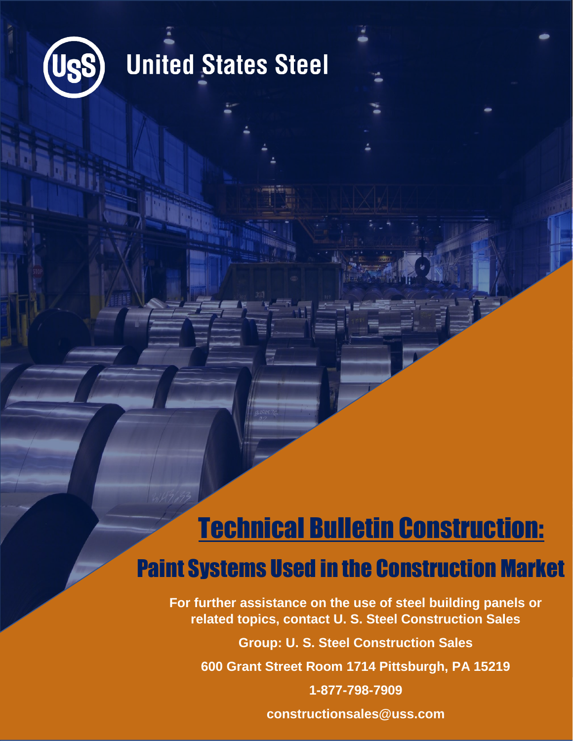United States Steel

# Technical Bulletin Construction:

## Paint Systems Used in the Construction Market

**For further assistance on the use of steel building panels or related topics, contact U. S. Steel Construction Sales**

**Group: U. S. Steel Construction Sales**

**600 Grant Street Room 1714 Pittsburgh, PA 15219**

**1-877-798-7909**

**constructionsales@uss.com**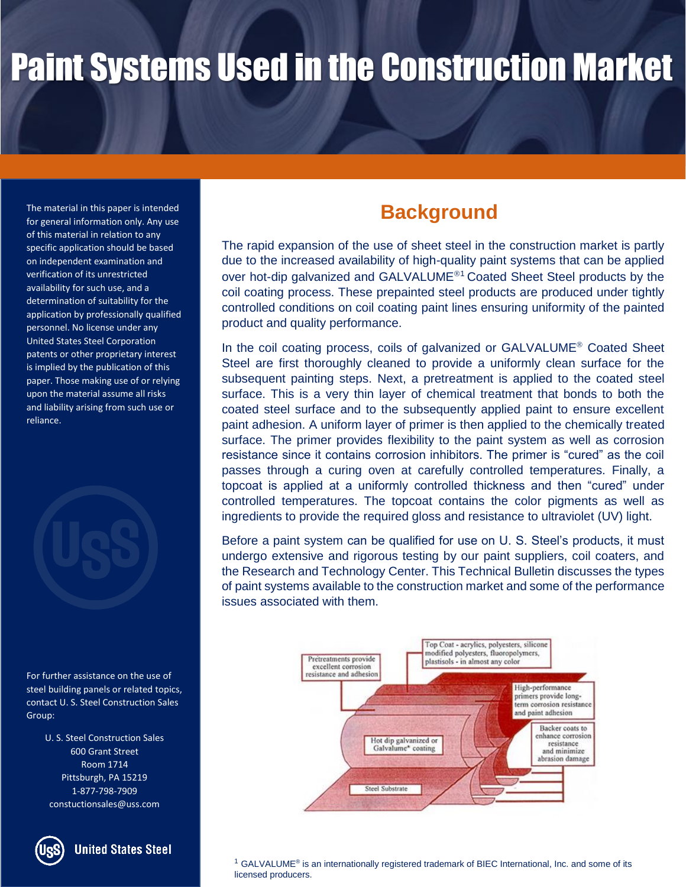# Paint Systems Used in the Construction Market

The material in this paper is intended for general information only. Any use of this material in relation to any specific application should be based on independent examination and verification of its unrestricted availability for such use, and a determination of suitability for the application by professionally qualified personnel. No license under any United States Steel Corporation patents or other proprietary interest is implied by the publication of this paper. Those making use of or relying upon the material assume all risks and liability arising from such use or reliance.

For further assistance on the use of steel building panels or related topics, contact U. S. Steel Construction Sales Group:

U. S. Steel Construction Sales
600 Grant Street
Room 1714
Pittsburgh, PA 15219
1-877-798-7909
constuctionsales@uss.com

## Background

The rapid expansion of the use of sheet steel in the construction market is partly due to the increased availability of high-quality paint systems that can be applied over hot-dip galvanized and GALVALUME®[1] Coated Sheet Steel products by the coil coating process. These prepainted steel products are produced under tightly controlled conditions on coil coating paint lines ensuring uniformity of the painted product and quality performance.

In the coil coating process, coils of galvanized or GALVALUME® Coated Sheet Steel are first thoroughly cleaned to provide a uniformly clean surface for the subsequent painting steps. Next, a pretreatment is applied to the coated steel surface. This is a very thin layer of chemical treatment that bonds to both the coated steel surface and to the subsequently applied paint to ensure excellent paint adhesion. A uniform layer of primer is then applied to the chemically treated surface. The primer provides flexibility to the paint system as well as corrosion resistance since it contains corrosion inhibitors. The primer is "cured" as the coil passes through a curing oven at carefully controlled temperatures. Finally, a topcoat is applied at a uniformly controlled thickness and then "cured" under controlled temperatures. The topcoat contains the color pigments as well as ingredients to provide the required gloss and resistance to ultraviolet (UV) light.

Before a paint system can be qualified for use on U. S. Steel's products, it must undergo extensive and rigorous testing by our paint suppliers, coil coaters, and the Research and Technology Center. This Technical Bulletin discusses the types of paint systems available to the construction market and some of the performance issues associated with them.

Top Coat - acrylics, polyesters, silicone modified polyesters, fluoropolymers, plastisols - in almost any color

Pretreatments provide excellent corrosion resistance and adhesion

High-performance primers provide long-term corrosion resistance and paint adhesion

Backer coats to enhance corrosion resistance and minimize abrasion damage

Hot dip galvanized or Galvalume* coating

Steel Substrate

[1] GALVALUME® is an internationally registered trademark of BIEC International, Inc. and some of its licensed producers.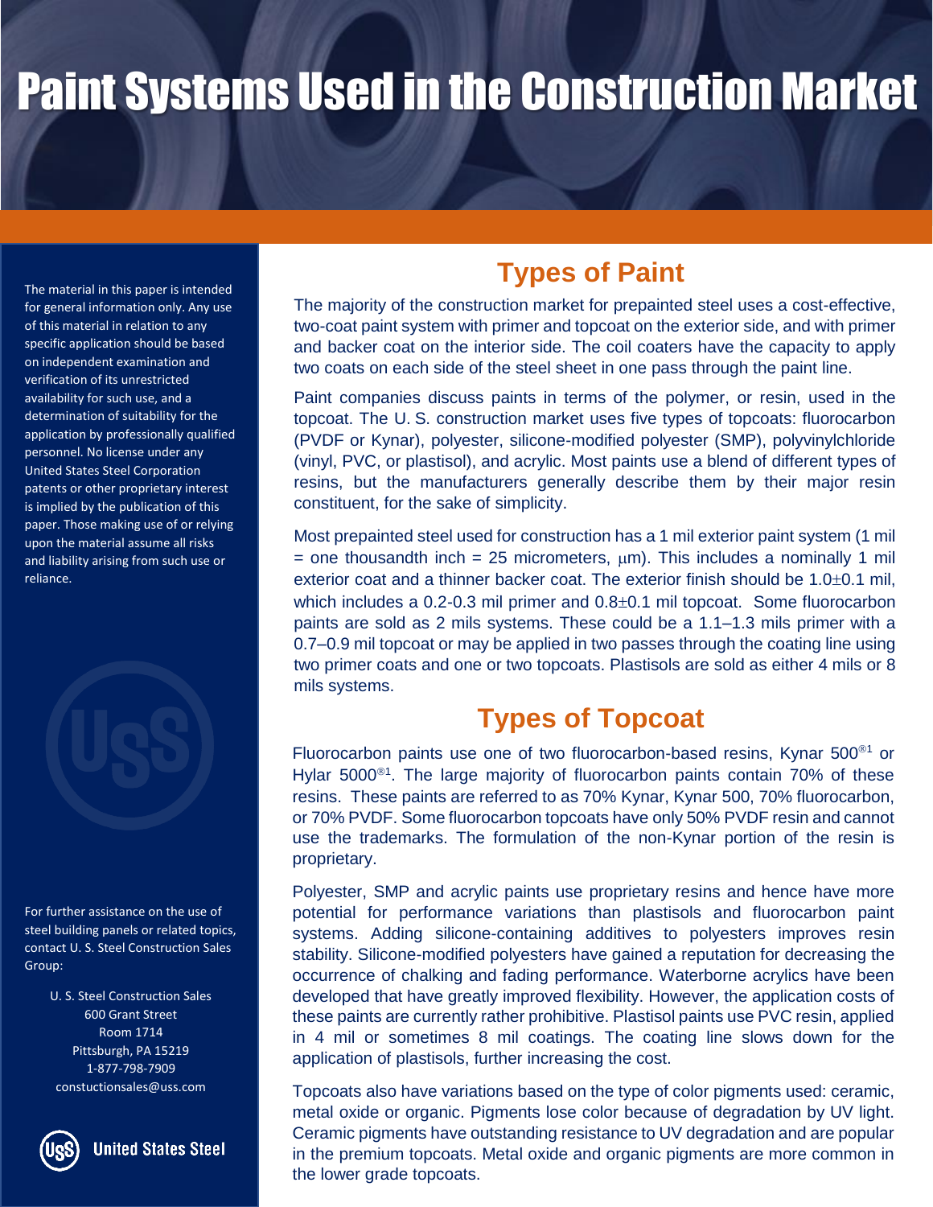# Paint Systems Used in the Construction Market

The material in this paper is intended for general information only. Any use of this material in relation to any specific application should be based on independent examination and verification of its unrestricted availability for such use, and a determination of suitability for the application by professionally qualified personnel. No license under any United States Steel Corporation patents or other proprietary interest is implied by the publication of this paper. Those making use of or relying upon the material assume all risks and liability arising from such use or reliance.

For further assistance on the use of steel building panels or related topics, contact U. S. Steel Construction Sales Group:

U. S. Steel Construction Sales
600 Grant Street
Room 1714
Pittsburgh, PA 15219
1-877-798-7909
constuctionsales@uss.com

United States Steel

## Types of Paint

The majority of the construction market for prepainted steel uses a cost-effective, two-coat paint system with primer and topcoat on the exterior side, and with primer and backer coat on the interior side. The coil coaters have the capacity to apply two coats on each side of the steel sheet in one pass through the paint line.

Paint companies discuss paints in terms of the polymer, or resin, used in the topcoat. The U. S. construction market uses five types of topcoats: fluorocarbon (PVDF or Kynar), polyester, silicone-modified polyester (SMP), polyvinylchloride (vinyl, PVC, or plastisol), and acrylic. Most paints use a blend of different types of resins, but the manufacturers generally describe them by their major resin constituent, for the sake of simplicity.

Most prepainted steel used for construction has a 1 mil exterior paint system (1 mil = one thousandth inch = 25 micrometers, $\mu$m). This includes a nominally 1 mil exterior coat and a thinner backer coat. The exterior finish should be 1.0$\pm$0.1 mil, which includes a 0.2-0.3 mil primer and 0.8$\pm$0.1 mil topcoat. Some fluorocarbon paints are sold as 2 mils systems. These could be a 1.1–1.3 mils primer with a 0.7–0.9 mil topcoat or may be applied in two passes through the coating line using two primer coats and one or two topcoats. Plastisols are sold as either 4 mils or 8 mils systems.

## Types of Topcoat

Fluorocarbon paints use one of two fluorocarbon-based resins, Kynar 500®[1] or Hylar 5000®[1]. The large majority of fluorocarbon paints contain 70% of these resins. These paints are referred to as 70% Kynar, Kynar 500, 70% fluorocarbon, or 70% PVDF. Some fluorocarbon topcoats have only 50% PVDF resin and cannot use the trademarks. The formulation of the non-Kynar portion of the resin is proprietary.

Polyester, SMP and acrylic paints use proprietary resins and hence have more potential for performance variations than plastisols and fluorocarbon paint systems. Adding silicone-containing additives to polyesters improves resin stability. Silicone-modified polyesters have gained a reputation for decreasing the occurrence of chalking and fading performance. Waterborne acrylics have been developed that have greatly improved flexibility. However, the application costs of these paints are currently rather prohibitive. Plastisol paints use PVC resin, applied in 4 mil or sometimes 8 mil coatings. The coating line slows down for the application of plastisols, further increasing the cost.

Topcoats also have variations based on the type of color pigments used: ceramic, metal oxide or organic. Pigments lose color because of degradation by UV light. Ceramic pigments have outstanding resistance to UV degradation and are popular in the premium topcoats. Metal oxide and organic pigments are more common in the lower grade topcoats.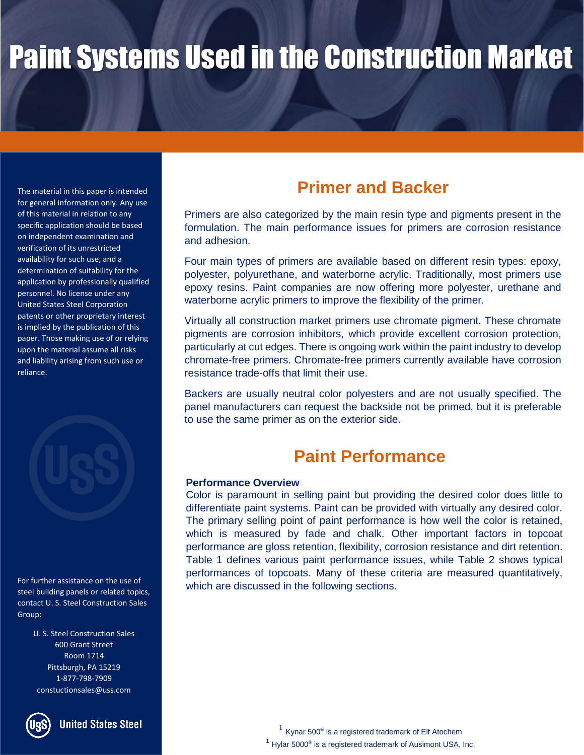# Paint Systems Used in the Construction Market

The material in this paper is intended for general information only. Any use of this material in relation to any specific application should be based on independent examination and verification of its unrestricted availability for such use, and a determination of suitability for the application by professionally qualified personnel. No license under any United States Steel Corporation patents or other proprietary interest is implied by the publication of this paper. Those making use of or relying upon the material assume all risks and liability arising from such use or reliance.

For further assistance on the use of steel building panels or related topics, contact U. S. Steel Construction Sales Group:

U. S. Steel Construction Sales
600 Grant Street
Room 1714
Pittsburgh, PA 15219
1-877-798-7909
constuctionsales@uss.com

## Primer and Backer

Primers are also categorized by the main resin type and pigments present in the formulation. The main performance issues for primers are corrosion resistance and adhesion.

Four main types of primers are available based on different resin types: epoxy, polyester, polyurethane, and waterborne acrylic. Traditionally, most primers use epoxy resins. Paint companies are now offering more polyester, urethane and waterborne acrylic primers to improve the flexibility of the primer.

Virtually all construction market primers use chromate pigment. These chromate pigments are corrosion inhibitors, which provide excellent corrosion protection, particularly at cut edges. There is ongoing work within the paint industry to develop chromate-free primers. Chromate-free primers currently available have corrosion resistance trade-offs that limit their use.

Backers are usually neutral color polyesters and are not usually specified. The panel manufacturers can request the backside not be primed, but it is preferable to use the same primer as on the exterior side.

## Paint Performance

**Performance Overview**

Color is paramount in selling paint but providing the desired color does little to differentiate paint systems. Paint can be provided with virtually any desired color. The primary selling point of paint performance is how well the color is retained, which is measured by fade and chalk. Other important factors in topcoat performance are gloss retention, flexibility, corrosion resistance and dirt retention. Table 1 defines various paint performance issues, while Table 2 shows typical performances of topcoats. Many of these criteria are measured quantitatively, which are discussed in the following sections.

[1] Kynar 500® is a registered trademark of Elf Atochem

[1] Hylar 5000® is a registered trademark of Ausimont USA, Inc.

United States Steel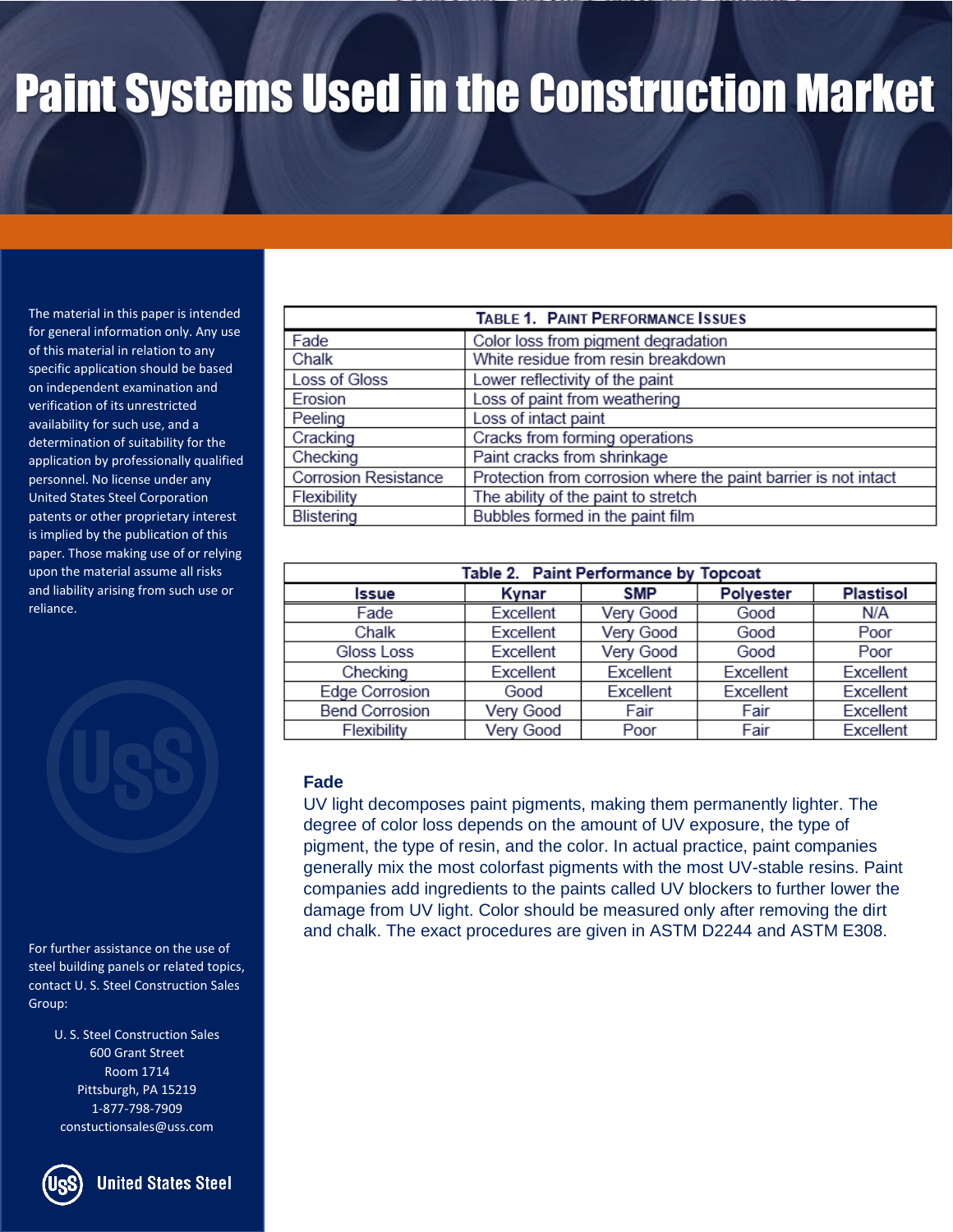# Paint Systems Used in the Construction Market

The material in this paper is intended for general information only. Any use of this material in relation to any specific application should be based on independent examination and verification of its unrestricted availability for such use, and a determination of suitability for the application by professionally qualified personnel. No license under any United States Steel Corporation patents or other proprietary interest is implied by the publication of this paper. Those making use of or relying upon the material assume all risks and liability arising from such use or reliance.

For further assistance on the use of steel building panels or related topics, contact U. S. Steel Construction Sales Group:

U. S. Steel Construction Sales
600 Grant Street
Room 1714
Pittsburgh, PA 15219
1-877-798-7909
constuctionsales@uss.com

United States Steel

**Table 1. Paint Performance Issues**

| | |
|---|---|
| Fade | Color loss from pigment degradation |
| Chalk | White residue from resin breakdown |
| Loss of Gloss | Lower reflectivity of the paint |
| Erosion | Loss of paint from weathering |
| Peeling | Loss of intact paint |
| Cracking | Cracks from forming operations |
| Checking | Paint cracks from shrinkage |
| Corrosion Resistance | Protection from corrosion where the paint barrier is not intact |
| Flexibility | The ability of the paint to stretch |
| Blistering | Bubbles formed in the paint film |

**Table 2. Paint Performance by Topcoat**

| Issue | Kynar | SMP | Polyester | Plastisol |
|---|---|---|---|---|
| Fade | Excellent | Very Good | Good | N/A |
| Chalk | Excellent | Very Good | Good | Poor |
| Gloss Loss | Excellent | Very Good | Good | Poor |
| Checking | Excellent | Excellent | Excellent | Excellent |
| Edge Corrosion | Good | Excellent | Excellent | Excellent |
| Bend Corrosion | Very Good | Fair | Fair | Excellent |
| Flexibility | Very Good | Poor | Fair | Excellent |

### Fade

UV light decomposes paint pigments, making them permanently lighter. The degree of color loss depends on the amount of UV exposure, the type of pigment, the type of resin, and the color. In actual practice, paint companies generally mix the most colorfast pigments with the most UV-stable resins. Paint companies add ingredients to the paints called UV blockers to further lower the damage from UV light. Color should be measured only after removing the dirt and chalk. The exact procedures are given in ASTM D2244 and ASTM E308.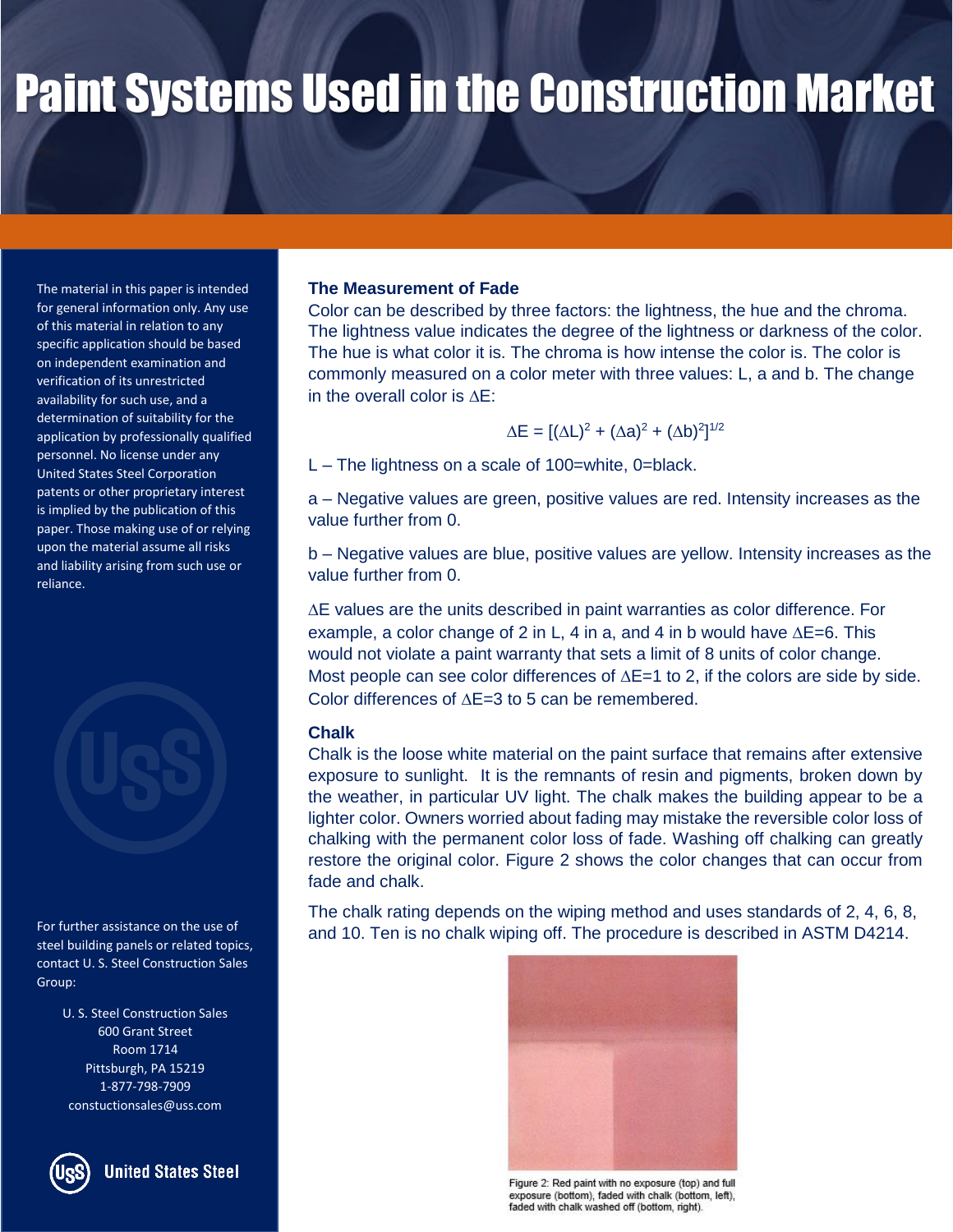# Paint Systems Used in the Construction Market

The material in this paper is intended for general information only. Any use of this material in relation to any specific application should be based on independent examination and verification of its unrestricted availability for such use, and a determination of suitability for the application by professionally qualified personnel. No license under any United States Steel Corporation patents or other proprietary interest is implied by the publication of this paper. Those making use of or relying upon the material assume all risks and liability arising from such use or reliance.

For further assistance on the use of steel building panels or related topics, contact U. S. Steel Construction Sales Group:

U. S. Steel Construction Sales
600 Grant Street
Room 1714
Pittsburgh, PA 15219
1-877-798-7909
constuctionsales@uss.com

United States Steel

### The Measurement of Fade

Color can be described by three factors: the lightness, the hue and the chroma. The lightness value indicates the degree of the lightness or darkness of the color. The hue is what color it is. The chroma is how intense the color is. The color is commonly measured on a color meter with three values: L, a and b. The change in the overall color is $\Delta E$:

$$\Delta E = [(\Delta L)^2 + (\Delta a)^2 + (\Delta b)^2]^{1/2}$$

L – The lightness on a scale of 100=white, 0=black.

a – Negative values are green, positive values are red. Intensity increases as the value further from 0.

b – Negative values are blue, positive values are yellow. Intensity increases as the value further from 0.

$\Delta E$ values are the units described in paint warranties as color difference. For example, a color change of 2 in L, 4 in a, and 4 in b would have $\Delta E=6$. This would not violate a paint warranty that sets a limit of 8 units of color change. Most people can see color differences of $\Delta E=1$ to 2, if the colors are side by side. Color differences of $\Delta E=3$ to 5 can be remembered.

### Chalk

Chalk is the loose white material on the paint surface that remains after extensive exposure to sunlight. It is the remnants of resin and pigments, broken down by the weather, in particular UV light. The chalk makes the building appear to be a lighter color. Owners worried about fading may mistake the reversible color loss of chalking with the permanent color loss of fade. Washing off chalking can greatly restore the original color. Figure 2 shows the color changes that can occur from fade and chalk.

The chalk rating depends on the wiping method and uses standards of 2, 4, 6, 8, and 10. Ten is no chalk wiping off. The procedure is described in ASTM D4214.

Figure 2: Red paint with no exposure (top) and full exposure (bottom), faded with chalk (bottom, left), faded with chalk washed off (bottom, right).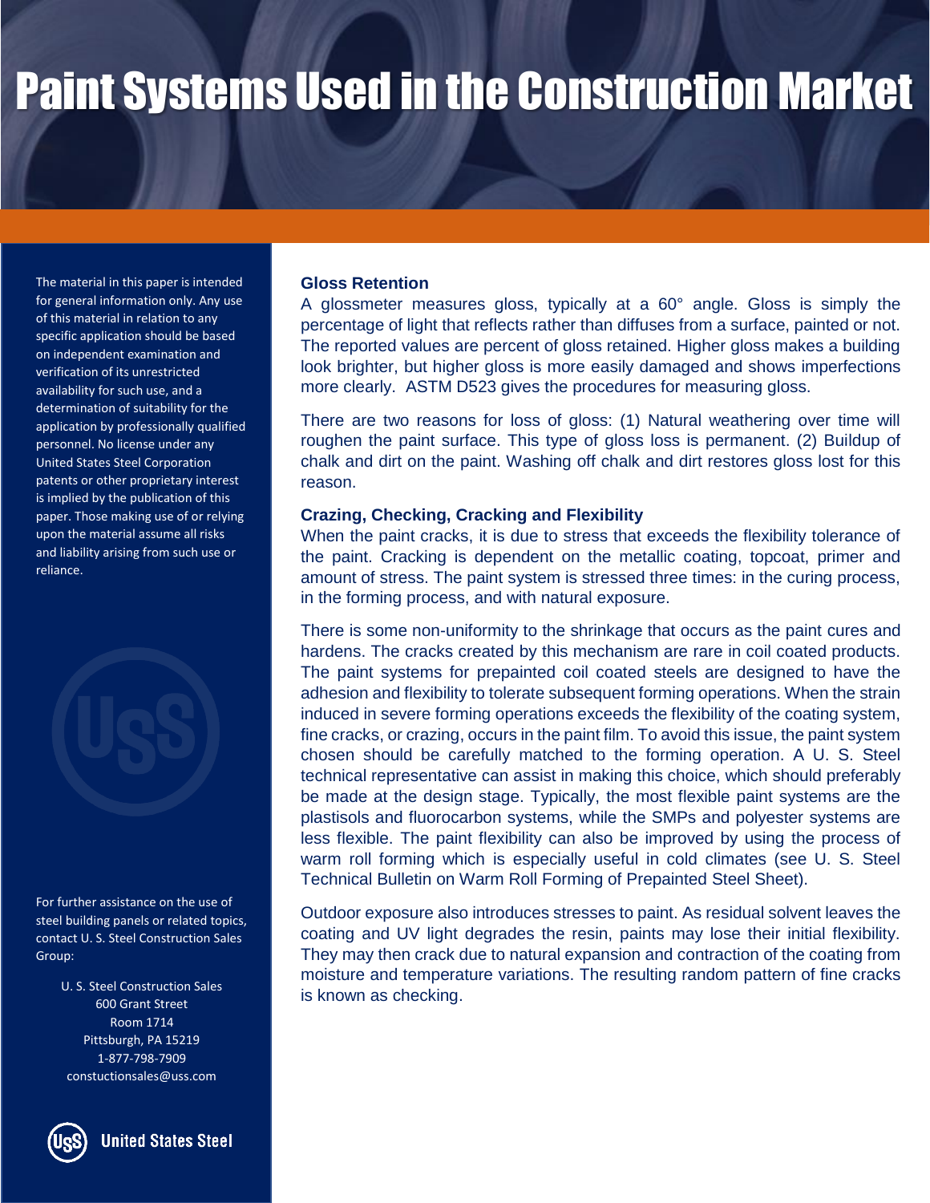# Paint Systems Used in the Construction Market

The material in this paper is intended for general information only. Any use of this material in relation to any specific application should be based on independent examination and verification of its unrestricted availability for such use, and a determination of suitability for the application by professionally qualified personnel. No license under any United States Steel Corporation patents or other proprietary interest is implied by the publication of this paper. Those making use of or relying upon the material assume all risks and liability arising from such use or reliance.

For further assistance on the use of steel building panels or related topics, contact U. S. Steel Construction Sales Group:

U. S. Steel Construction Sales
600 Grant Street
Room 1714
Pittsburgh, PA 15219
1-877-798-7909
constuctionsales@uss.com

United States Steel

### Gloss Retention

A glossmeter measures gloss, typically at a 60° angle. Gloss is simply the percentage of light that reflects rather than diffuses from a surface, painted or not. The reported values are percent of gloss retained. Higher gloss makes a building look brighter, but higher gloss is more easily damaged and shows imperfections more clearly. ASTM D523 gives the procedures for measuring gloss.

There are two reasons for loss of gloss: (1) Natural weathering over time will roughen the paint surface. This type of gloss loss is permanent. (2) Buildup of chalk and dirt on the paint. Washing off chalk and dirt restores gloss lost for this reason.

### Crazing, Checking, Cracking and Flexibility

When the paint cracks, it is due to stress that exceeds the flexibility tolerance of the paint. Cracking is dependent on the metallic coating, topcoat, primer and amount of stress. The paint system is stressed three times: in the curing process, in the forming process, and with natural exposure.

There is some non-uniformity to the shrinkage that occurs as the paint cures and hardens. The cracks created by this mechanism are rare in coil coated products. The paint systems for prepainted coil coated steels are designed to have the adhesion and flexibility to tolerate subsequent forming operations. When the strain induced in severe forming operations exceeds the flexibility of the coating system, fine cracks, or crazing, occurs in the paint film. To avoid this issue, the paint system chosen should be carefully matched to the forming operation. A U. S. Steel technical representative can assist in making this choice, which should preferably be made at the design stage. Typically, the most flexible paint systems are the plastisols and fluorocarbon systems, while the SMPs and polyester systems are less flexible. The paint flexibility can also be improved by using the process of warm roll forming which is especially useful in cold climates (see U. S. Steel Technical Bulletin on Warm Roll Forming of Prepainted Steel Sheet).

Outdoor exposure also introduces stresses to paint. As residual solvent leaves the coating and UV light degrades the resin, paints may lose their initial flexibility. They may then crack due to natural expansion and contraction of the coating from moisture and temperature variations. The resulting random pattern of fine cracks is known as checking.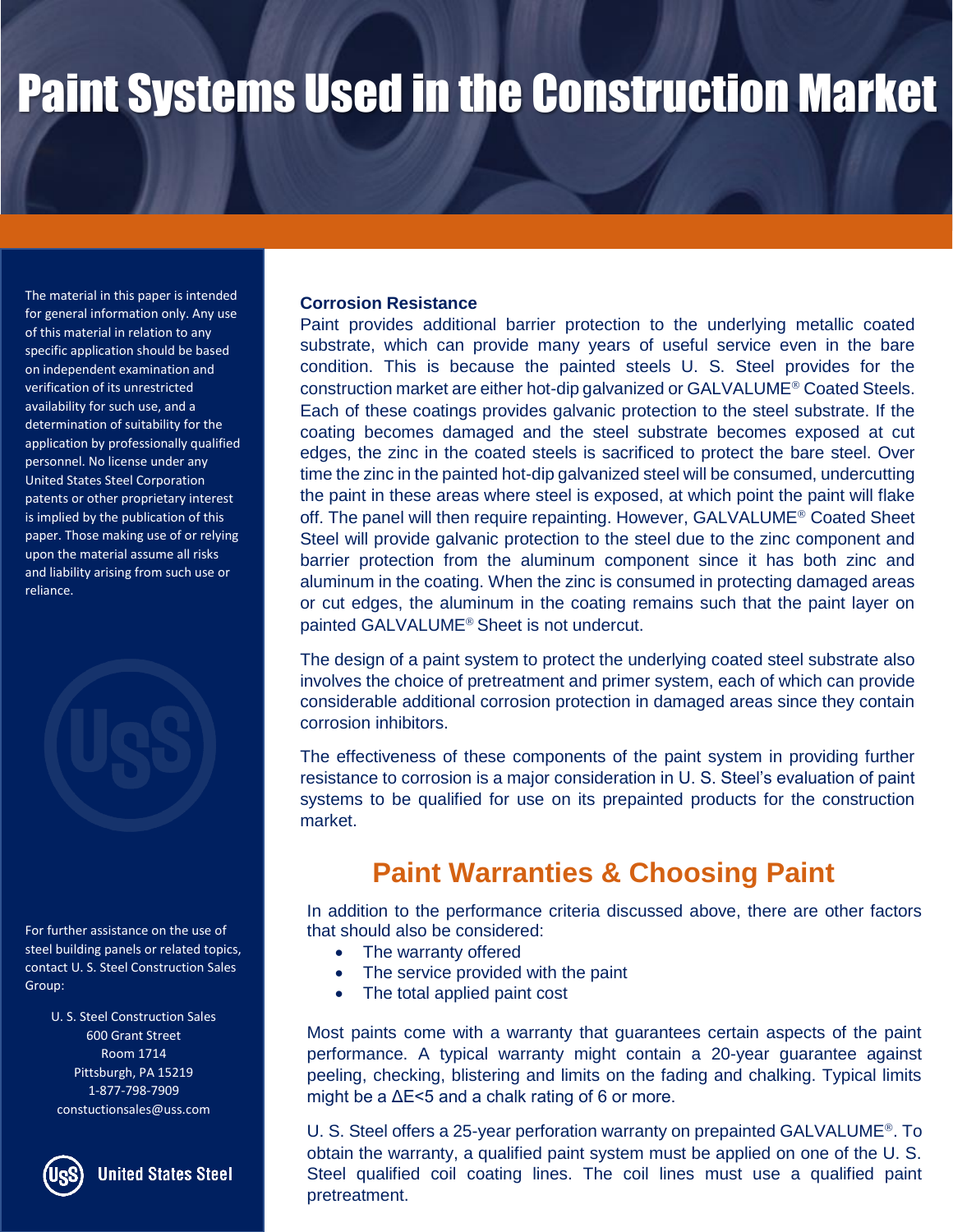# Paint Systems Used in the Construction Market

The material in this paper is intended for general information only. Any use of this material in relation to any specific application should be based on independent examination and verification of its unrestricted availability for such use, and a determination of suitability for the application by professionally qualified personnel. No license under any United States Steel Corporation patents or other proprietary interest is implied by the publication of this paper. Those making use of or relying upon the material assume all risks and liability arising from such use or reliance.

For further assistance on the use of steel building panels or related topics, contact U. S. Steel Construction Sales Group:

U. S. Steel Construction Sales
600 Grant Street
Room 1714
Pittsburgh, PA 15219
1-877-798-7909
constuctionsales@uss.com

United States Steel

**Corrosion Resistance**

Paint provides additional barrier protection to the underlying metallic coated substrate, which can provide many years of useful service even in the bare condition. This is because the painted steels U. S. Steel provides for the construction market are either hot-dip galvanized or GALVALUME® Coated Steels. Each of these coatings provides galvanic protection to the steel substrate. If the coating becomes damaged and the steel substrate becomes exposed at cut edges, the zinc in the coated steels is sacrificed to protect the bare steel. Over time the zinc in the painted hot-dip galvanized steel will be consumed, undercutting the paint in these areas where steel is exposed, at which point the paint will flake off. The panel will then require repainting. However, GALVALUME® Coated Sheet Steel will provide galvanic protection to the steel due to the zinc component and barrier protection from the aluminum component since it has both zinc and aluminum in the coating. When the zinc is consumed in protecting damaged areas or cut edges, the aluminum in the coating remains such that the paint layer on painted GALVALUME® Sheet is not undercut.

The design of a paint system to protect the underlying coated steel substrate also involves the choice of pretreatment and primer system, each of which can provide considerable additional corrosion protection in damaged areas since they contain corrosion inhibitors.

The effectiveness of these components of the paint system in providing further resistance to corrosion is a major consideration in U. S. Steel's evaluation of paint systems to be qualified for use on its prepainted products for the construction market.

## Paint Warranties & Choosing Paint

In addition to the performance criteria discussed above, there are other factors that should also be considered:

- The warranty offered
- The service provided with the paint
- The total applied paint cost

Most paints come with a warranty that guarantees certain aspects of the paint performance. A typical warranty might contain a 20-year guarantee against peeling, checking, blistering and limits on the fading and chalking. Typical limits might be a $\Delta E<5$ and a chalk rating of 6 or more.

U. S. Steel offers a 25-year perforation warranty on prepainted GALVALUME®. To obtain the warranty, a qualified paint system must be applied on one of the U. S. Steel qualified coil coating lines. The coil lines must use a qualified paint pretreatment.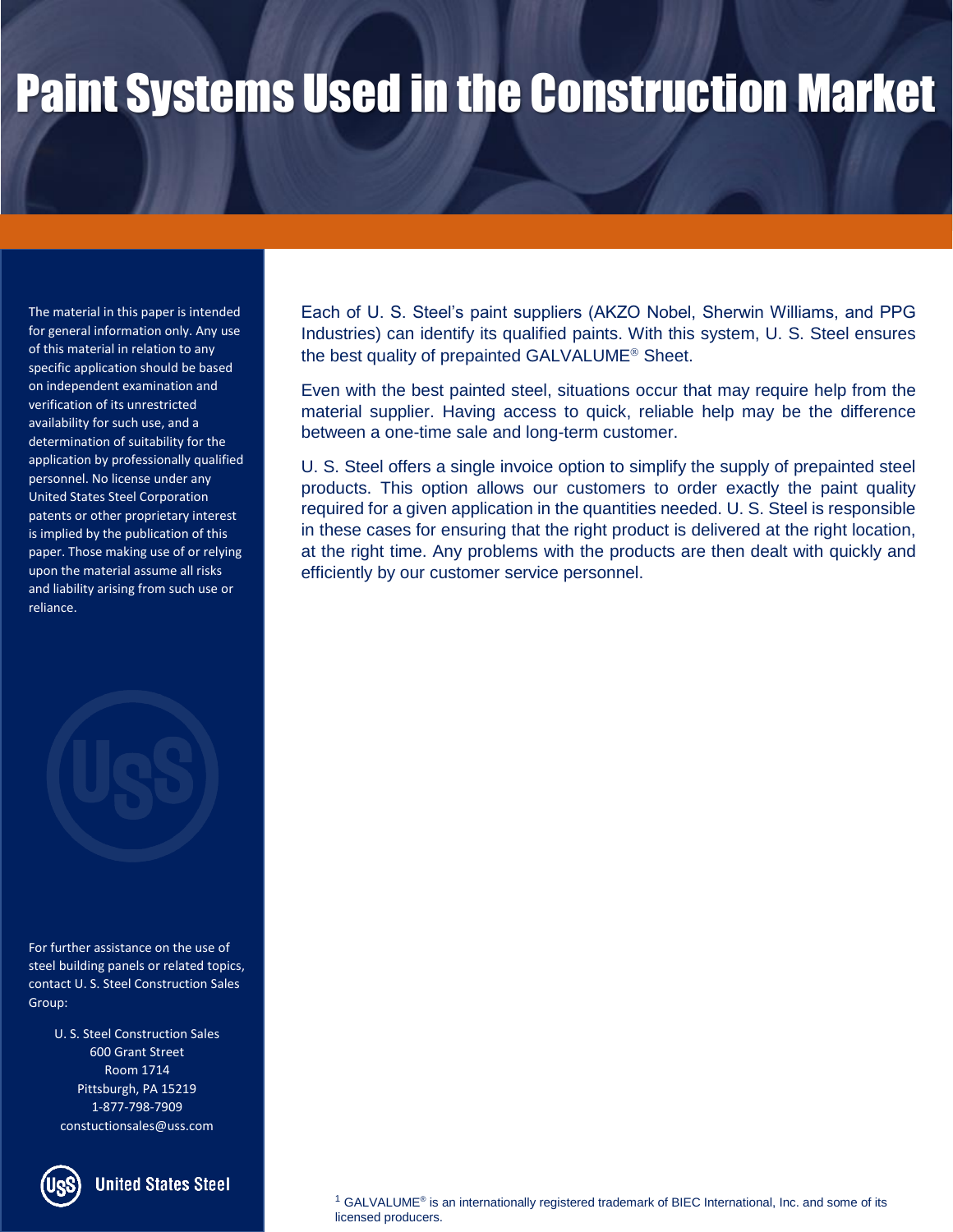# Paint Systems Used in the Construction Market

The material in this paper is intended for general information only. Any use of this material in relation to any specific application should be based on independent examination and verification of its unrestricted availability for such use, and a determination of suitability for the application by professionally qualified personnel. No license under any United States Steel Corporation patents or other proprietary interest is implied by the publication of this paper. Those making use of or relying upon the material assume all risks and liability arising from such use or reliance.

Each of U. S. Steel's paint suppliers (AKZO Nobel, Sherwin Williams, and PPG Industries) can identify its qualified paints. With this system, U. S. Steel ensures the best quality of prepainted GALVALUME® Sheet.

Even with the best painted steel, situations occur that may require help from the material supplier. Having access to quick, reliable help may be the difference between a one-time sale and long-term customer.

U. S. Steel offers a single invoice option to simplify the supply of prepainted steel products. This option allows our customers to order exactly the paint quality required for a given application in the quantities needed. U. S. Steel is responsible in these cases for ensuring that the right product is delivered at the right location, at the right time. Any problems with the products are then dealt with quickly and efficiently by our customer service personnel.

For further assistance on the use of steel building panels or related topics, contact U. S. Steel Construction Sales Group:

U. S. Steel Construction Sales
600 Grant Street
Room 1714
Pittsburgh, PA 15219
1-877-798-7909
constuctionsales@uss.com

United States Steel

[1] GALVALUME® is an internationally registered trademark of BIEC International, Inc. and some of its licensed producers.